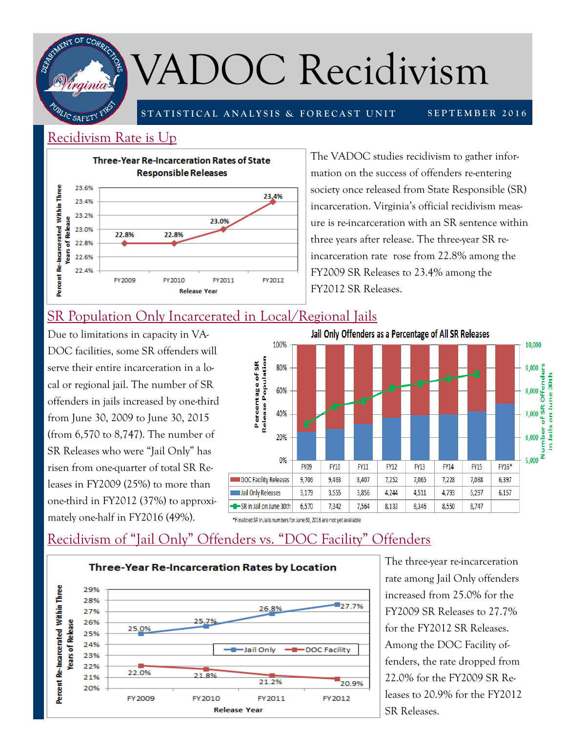# VADOC Recidivism

STATISTICAL ANALYSIS & FORECAST UNIT — SEPTEMBER 2016

## Recidivism Rate is Up

**Three-Year Re-Incarceration Rates of State Responsible Releases**

| Release Year | Percent Re-Incarcerated Within Three Years of Release |
|---|---|
| FY2009 | 22.8% |
| FY2010 | 22.8% |
| FY2011 | 23.0% |
| FY2012 | 23.4% |

The VADOC studies recidivism to gather information on the success of offenders re-entering society once released from State Responsible (SR) incarceration. Virginia's official recidivism measure is re-incarceration with an SR sentence within three years after release. The three-year SR re-incarceration rate rose from 22.8% among the FY2009 SR Releases to 23.4% among the FY2012 SR Releases.

## SR Population Only Incarcerated in Local/Regional Jails

Due to limitations in capacity in VADOC facilities, some SR offenders will serve their entire incarceration in a local or regional jail. The number of SR offenders in jails increased by one-third from June 30, 2009 to June 30, 2015 (from 6,570 to 8,747). The number of SR Releases who were "Jail Only" has risen from one-quarter of total SR Releases in FY2009 (25%) to more than one-third in FY2012 (37%) to approximately one-half in FY2016 (49%).

**Jail Only Offenders as a Percentage of All SR Releases**

| | FY09 | FY10 | FY11 | FY12 | FY13 | FY14 | FY15 | FY16* |
|---|---|---|---|---|---|---|---|---|
| DOC Facility Releases | 9,706 | 9,463 | 8,407 | 7,252 | 7,065 | 7,228 | 7,088 | 6,397 |
| Jail Only Releases | 3,179 | 3,555 | 3,856 | 4,244 | 4,511 | 4,793 | 5,297 | 6,157 |
| SR in Jail on June 30th | 6,570 | 7,342 | 7,564 | 8,133 | 8,346 | 8,550 | 8,747 | |

*Finalized SR in Jails numbers for June 30, 2016 are not yet available

## Recidivism of "Jail Only" Offenders vs. "DOC Facility" Offenders

**Three-Year Re-Incarceration Rates by Location**

| Release Year | Jail Only | DOC Facility |
|---|---|---|
| FY2009 | 25.0% | 22.0% |
| FY2010 | 25.7% | 21.8% |
| FY2011 | 26.8% | 21.2% |
| FY2012 | 27.7% | 20.9% |

The three-year re-incarceration rate among Jail Only offenders increased from 25.0% for the FY2009 SR Releases to 27.7% for the FY2012 SR Releases. Among the DOC Facility offenders, the rate dropped from 22.0% for the FY2009 SR Releases to 20.9% for the FY2012 SR Releases.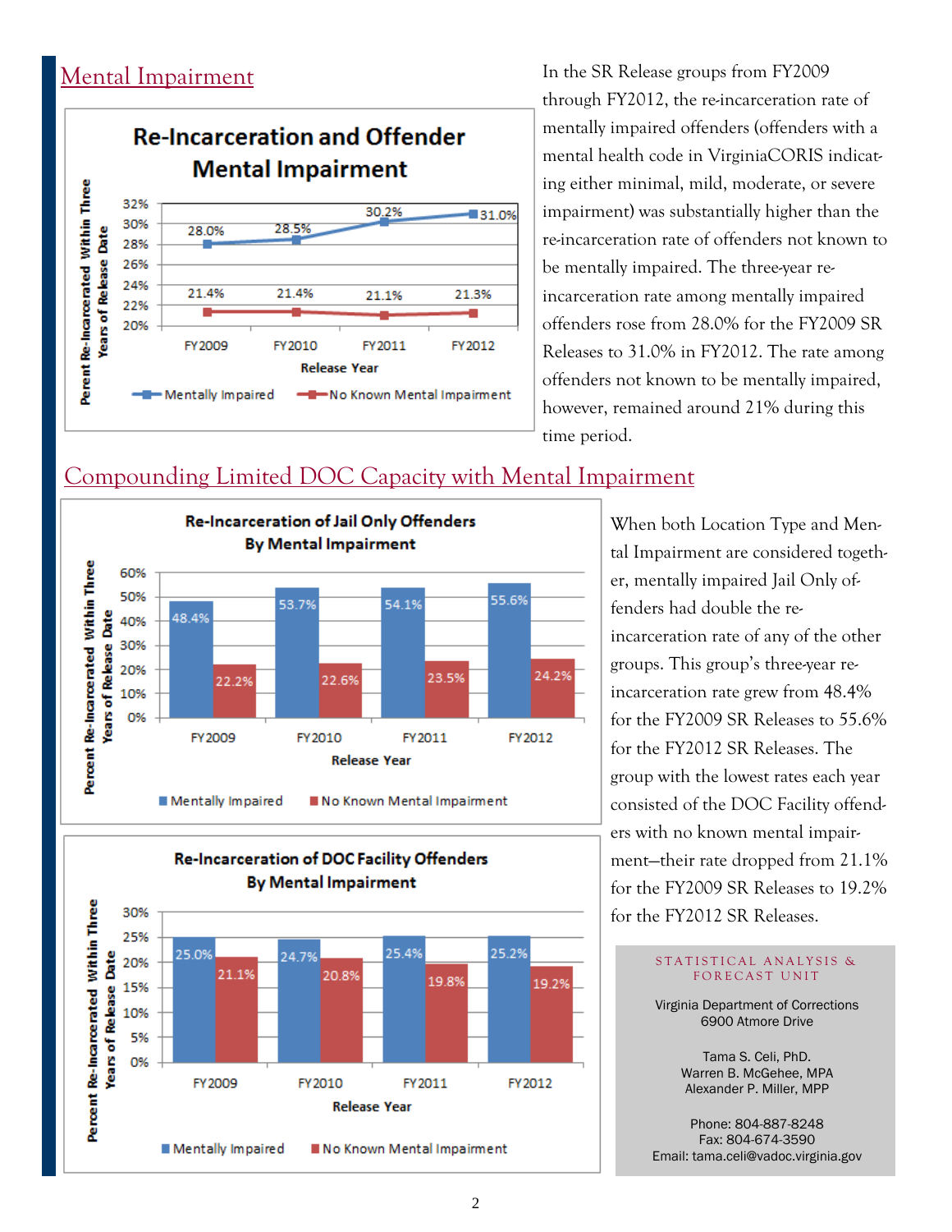## Mental Impairment

Re-Incarceration and Offender Mental Impairment

Perent Re-Incarcerated Within Three Years of Release Date

32%
30%
28%
26%
24%
22%
20%

28.0%
28.5%
30.2%
31.0%

21.4%
21.4%
21.1%
21.3%

FY2009
FY2010
FY2011
FY2012

Release Year

Mentally Impaired
No Known Mental Impairment

In the SR Release groups from FY2009 through FY2012, the re-incarceration rate of mentally impaired offenders (offenders with a mental health code in VirginiaCORIS indicating either minimal, mild, moderate, or severe impairment) was substantially higher than the re-incarceration rate of offenders not known to be mentally impaired. The three-year re-incarceration rate among mentally impaired offenders rose from 28.0% for the FY2009 SR Releases to 31.0% in FY2012. The rate among offenders not known to be mentally impaired, however, remained around 21% during this time period.

## Compounding Limited DOC Capacity with Mental Impairment

Re-Incarceration of Jail Only Offenders By Mental Impairment

Percent Re-Incarcerated Within Three Years of Release Date

60%
50%
40%
30%
20%
10%
0%

48.4%
22.2%
53.7%
22.6%
54.1%
23.5%
55.6%
24.2%

FY2009
FY2010
FY2011
FY2012

Release Year

Mentally Impaired
No Known Mental Impairment

Re-Incarceration of DOC Facility Offenders By Mental Impairment

Percent Re-Incarcerated Within Three Years of Release Date

30%
25%
20%
15%
10%
5%
0%

25.0%
21.1%
24.7%
20.8%
25.4%
19.8%
25.2%
19.2%

FY2009
FY2010
FY2011
FY2012

Release Year

Mentally Impaired
No Known Mental Impairment

When both Location Type and Mental Impairment are considered together, mentally impaired Jail Only offenders had double the re-incarceration rate of any of the other groups. This group's three-year re-incarceration rate grew from 48.4% for the FY2009 SR Releases to 55.6% for the FY2012 SR Releases. The group with the lowest rates each year consisted of the DOC Facility offenders with no known mental impairment—their rate dropped from 21.1% for the FY2009 SR Releases to 19.2% for the FY2012 SR Releases.

STATISTICAL ANALYSIS & FORECAST UNIT

Virginia Department of Corrections
6900 Atmore Drive

Tama S. Celi, PhD.
Warren B. McGehee, MPA
Alexander P. Miller, MPP

Phone: 804-887-8248
Fax: 804-674-3590
Email: tama.celi@vadoc.virginia.gov